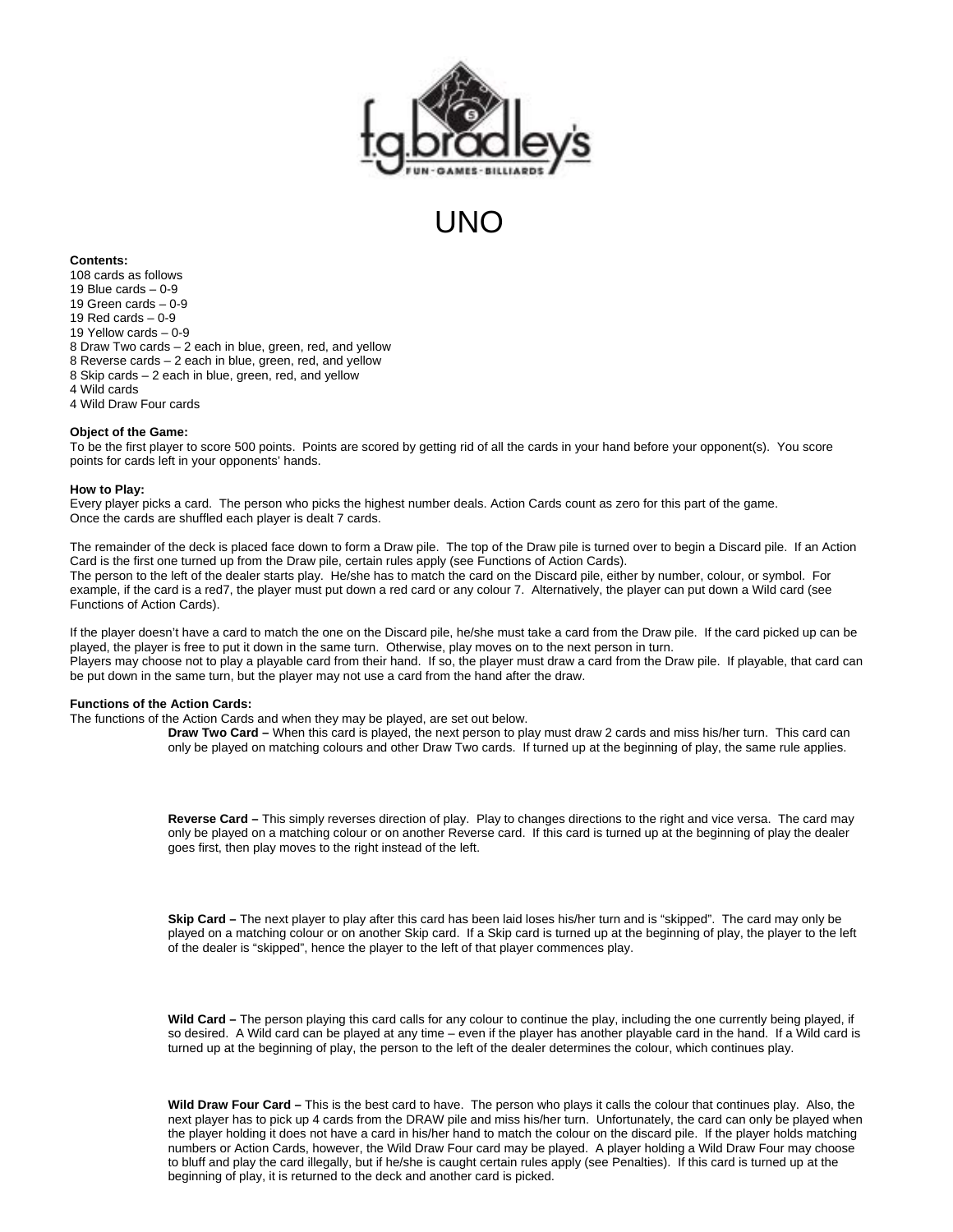# UNO

**Contents:**
108 cards as follows
19 Blue cards – 0-9
19 Green cards – 0-9
19 Red cards – 0-9
19 Yellow cards – 0-9
8 Draw Two cards – 2 each in blue, green, red, and yellow
8 Reverse cards – 2 each in blue, green, red, and yellow
8 Skip cards – 2 each in blue, green, red, and yellow
4 Wild cards
4 Wild Draw Four cards

**Object of the Game:**
To be the first player to score 500 points. Points are scored by getting rid of all the cards in your hand before your opponent(s). You score points for cards left in your opponents' hands.

**How to Play:**
Every player picks a card. The person who picks the highest number deals. Action Cards count as zero for this part of the game.
Once the cards are shuffled each player is dealt 7 cards.

The remainder of the deck is placed face down to form a Draw pile. The top of the Draw pile is turned over to begin a Discard pile. If an Action Card is the first one turned up from the Draw pile, certain rules apply (see Functions of Action Cards).
The person to the left of the dealer starts play. He/she has to match the card on the Discard pile, either by number, colour, or symbol. For example, if the card is a red7, the player must put down a red card or any colour 7. Alternatively, the player can put down a Wild card (see Functions of Action Cards).

If the player doesn't have a card to match the one on the Discard pile, he/she must take a card from the Draw pile. If the card picked up can be played, the player is free to put it down in the same turn. Otherwise, play moves on to the next person in turn.
Players may choose not to play a playable card from their hand. If so, the player must draw a card from the Draw pile. If playable, that card can be put down in the same turn, but the player may not use a card from the hand after the draw.

**Functions of the Action Cards:**
The functions of the Action Cards and when they may be played, are set out below.

**Draw Two Card –** When this card is played, the next person to play must draw 2 cards and miss his/her turn. This card can only be played on matching colours and other Draw Two cards. If turned up at the beginning of play, the same rule applies.

**Reverse Card –** This simply reverses direction of play. Play to changes directions to the right and vice versa. The card may only be played on a matching colour or on another Reverse card. If this card is turned up at the beginning of play the dealer goes first, then play moves to the right instead of the left.

**Skip Card –** The next player to play after this card has been laid loses his/her turn and is "skipped". The card may only be played on a matching colour or on another Skip card. If a Skip card is turned up at the beginning of play, the player to the left of the dealer is "skipped", hence the player to the left of that player commences play.

**Wild Card –** The person playing this card calls for any colour to continue the play, including the one currently being played, if so desired. A Wild card can be played at any time – even if the player has another playable card in the hand. If a Wild card is turned up at the beginning of play, the person to the left of the dealer determines the colour, which continues play.

**Wild Draw Four Card –** This is the best card to have. The person who plays it calls the colour that continues play. Also, the next player has to pick up 4 cards from the DRAW pile and miss his/her turn. Unfortunately, the card can only be played when the player holding it does not have a card in his/her hand to match the colour on the discard pile. If the player holds matching numbers or Action Cards, however, the Wild Draw Four card may be played. A player holding a Wild Draw Four may choose to bluff and play the card illegally, but if he/she is caught certain rules apply (see Penalties). If this card is turned up at the beginning of play, it is returned to the deck and another card is picked.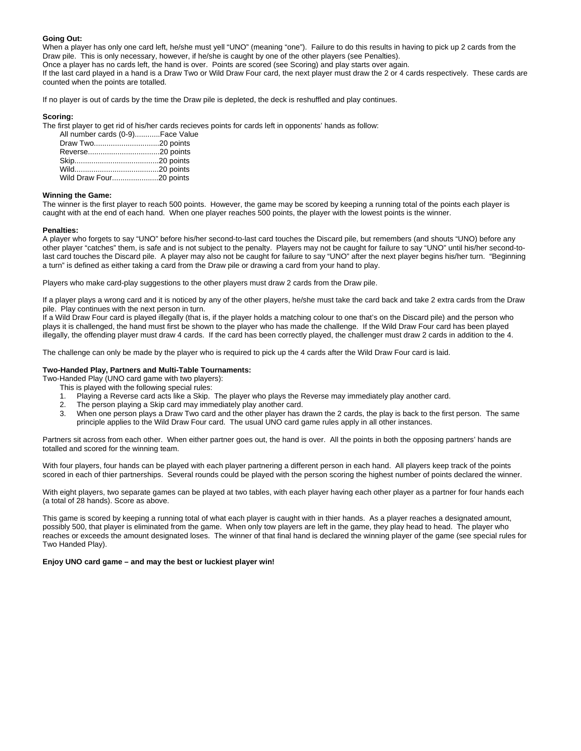**Going Out:**

When a player has only one card left, he/she must yell "UNO" (meaning "one"). Failure to do this results in having to pick up 2 cards from the Draw pile. This is only necessary, however, if he/she is caught by one of the other players (see Penalties).
Once a player has no cards left, the hand is over. Points are scored (see Scoring) and play starts over again.
If the last card played in a hand is a Draw Two or Wild Draw Four card, the next player must draw the 2 or 4 cards respectively. These cards are counted when the points are totalled.

If no player is out of cards by the time the Draw pile is depleted, the deck is reshuffled and play continues.

**Scoring:**

The first player to get rid of his/her cards recieves points for cards left in opponents' hands as follow:

All number cards (0-9)............Face Value
Draw Two...............................20 points
Reverse..................................20 points
Skip........................................20 points
Wild........................................20 points
Wild Draw Four......................20 points

**Winning the Game:**

The winner is the first player to reach 500 points. However, the game may be scored by keeping a running total of the points each player is caught with at the end of each hand. When one player reaches 500 points, the player with the lowest points is the winner.

**Penalties:**

A player who forgets to say "UNO" before his/her second-to-last card touches the Discard pile, but remembers (and shouts "UNO) before any other player "catches" them, is safe and is not subject to the penalty. Players may not be caught for failure to say "UNO" until his/her second-to-last card touches the Discard pile. A player may also not be caught for failure to say "UNO" after the next player begins his/her turn. "Beginning a turn" is defined as either taking a card from the Draw pile or drawing a card from your hand to play.

Players who make card-play suggestions to the other players must draw 2 cards from the Draw pile.

If a player plays a wrong card and it is noticed by any of the other players, he/she must take the card back and take 2 extra cards from the Draw pile. Play continues with the next person in turn.
If a Wild Draw Four card is played illegally (that is, if the player holds a matching colour to one that's on the Discard pile) and the person who plays it is challenged, the hand must first be shown to the player who has made the challenge. If the Wild Draw Four card has been played illegally, the offending player must draw 4 cards. If the card has been correctly played, the challenger must draw 2 cards in addition to the 4.

The challenge can only be made by the player who is required to pick up the 4 cards after the Wild Draw Four card is laid.

**Two-Handed Play, Partners and Multi-Table Tournaments:**

Two-Handed Play (UNO card game with two players):

This is played with the following special rules:

1. Playing a Reverse card acts like a Skip. The player who plays the Reverse may immediately play another card.
2. The person playing a Skip card may immediately play another card.
3. When one person plays a Draw Two card and the other player has drawn the 2 cards, the play is back to the first person. The same principle applies to the Wild Draw Four card. The usual UNO card game rules apply in all other instances.

Partners sit across from each other. When either partner goes out, the hand is over. All the points in both the opposing partners' hands are totalled and scored for the winning team.

With four players, four hands can be played with each player partnering a different person in each hand. All players keep track of the points scored in each of thier partnerships. Several rounds could be played with the person scoring the highest number of points declared the winner.

With eight players, two separate games can be played at two tables, with each player having each other player as a partner for four hands each (a total of 28 hands). Score as above.

This game is scored by keeping a running total of what each player is caught with in thier hands. As a player reaches a designated amount, possibly 500, that player is eliminated from the game. When only tow players are left in the game, they play head to head. The player who reaches or exceeds the amount designated loses. The winner of that final hand is declared the winning player of the game (see special rules for Two Handed Play).

**Enjoy UNO card game – and may the best or luckiest player win!**